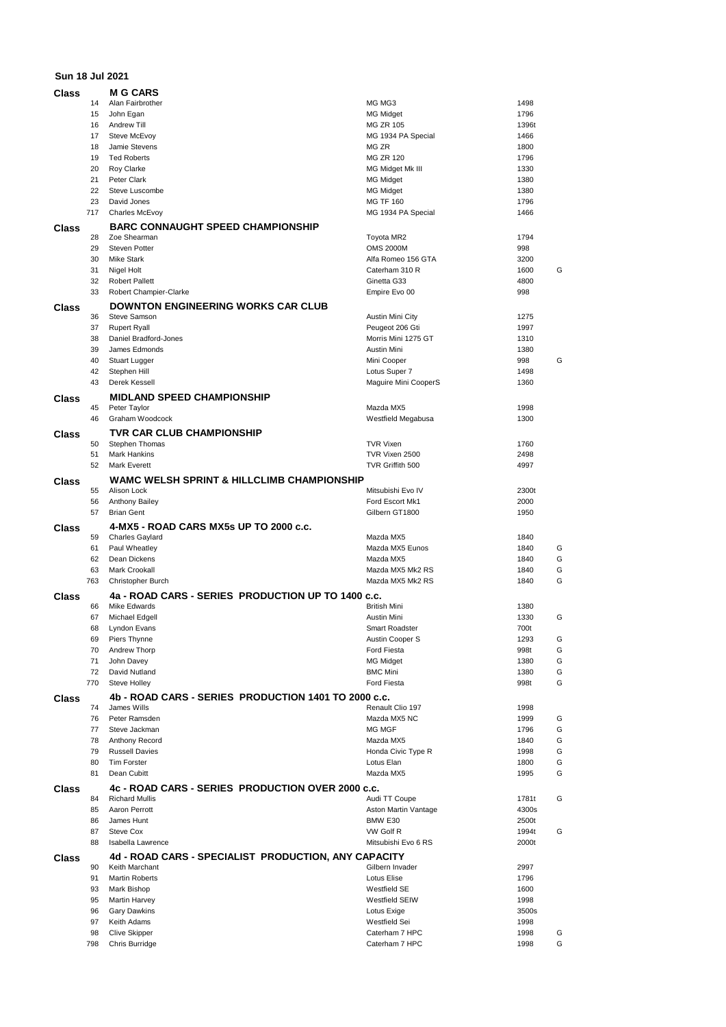**Sun 18 Jul 2021**

## Class — M G CARS

| No. | Driver | Car | cc | |
|---|---|---|---|---|
| 14 | Alan Fairbrother | MG MG3 | 1498 | |
| 15 | John Egan | MG Midget | 1796 | |
| 16 | Andrew Till | MG ZR 105 | 1396t | |
| 17 | Steve McEvoy | MG 1934 PA Special | 1466 | |
| 18 | Jamie Stevens | MG ZR | 1800 | |
| 19 | Ted Roberts | MG ZR 120 | 1796 | |
| 20 | Roy Clarke | MG Midget Mk III | 1330 | |
| 21 | Peter Clark | MG Midget | 1380 | |
| 22 | Steve Luscombe | MG Midget | 1380 | |
| 23 | David Jones | MG TF 160 | 1796 | |
| 717 | Charles McEvoy | MG 1934 PA Special | 1466 | |

## Class — BARC CONNAUGHT SPEED CHAMPIONSHIP

| No. | Driver | Car | cc | |
|---|---|---|---|---|
| 28 | Zoe Shearman | Toyota MR2 | 1794 | |
| 29 | Steven Potter | OMS 2000M | 998 | |
| 30 | Mike Stark | Alfa Romeo 156 GTA | 3200 | |
| 31 | Nigel Holt | Caterham 310 R | 1600 | G |
| 32 | Robert Pallett | Ginetta G33 | 4800 | |
| 33 | Robert Champier-Clarke | Empire Evo 00 | 998 | |

## Class — DOWNTON ENGINEERING WORKS CAR CLUB

| No. | Driver | Car | cc | |
|---|---|---|---|---|
| 36 | Steve Samson | Austin Mini City | 1275 | |
| 37 | Rupert Ryall | Peugeot 206 Gti | 1997 | |
| 38 | Daniel Bradford-Jones | Morris Mini 1275 GT | 1310 | |
| 39 | James Edmonds | Austin Mini | 1380 | |
| 40 | Stuart Lugger | Mini Cooper | 998 | G |
| 42 | Stephen Hill | Lotus Super 7 | 1498 | |
| 43 | Derek Kessell | Maguire Mini CooperS | 1360 | |

## Class — MIDLAND SPEED CHAMPIONSHIP

| No. | Driver | Car | cc | |
|---|---|---|---|---|
| 45 | Peter Taylor | Mazda MX5 | 1998 | |
| 46 | Graham Woodcock | Westfield Megabusa | 1300 | |

## Class — TVR CAR CLUB CHAMPIONSHIP

| No. | Driver | Car | cc | |
|---|---|---|---|---|
| 50 | Stephen Thomas | TVR Vixen | 1760 | |
| 51 | Mark Hankins | TVR Vixen 2500 | 2498 | |
| 52 | Mark Everett | TVR Griffith 500 | 4997 | |

## Class — WAMC WELSH SPRINT & HILLCLIMB CHAMPIONSHIP

| No. | Driver | Car | cc | |
|---|---|---|---|---|
| 55 | Alison Lock | Mitsubishi Evo IV | 2300t | |
| 56 | Anthony Bailey | Ford Escort Mk1 | 2000 | |
| 57 | Brian Gent | Gilbern GT1800 | 1950 | |

## Class — 4-MX5 - ROAD CARS MX5s UP TO 2000 c.c.

| No. | Driver | Car | cc | |
|---|---|---|---|---|
| 59 | Charles Gaylard | Mazda MX5 | 1840 | |
| 61 | Paul Wheatley | Mazda MX5 Eunos | 1840 | G |
| 62 | Dean Dickens | Mazda MX5 | 1840 | G |
| 63 | Mark Crookall | Mazda MX5 Mk2 RS | 1840 | G |
| 763 | Christopher Burch | Mazda MX5 Mk2 RS | 1840 | G |

## Class — 4a - ROAD CARS - SERIES PRODUCTION UP TO 1400 c.c.

| No. | Driver | Car | cc | |
|---|---|---|---|---|
| 66 | Mike Edwards | British Mini | 1380 | |
| 67 | Michael Edgell | Austin Mini | 1330 | G |
| 68 | Lyndon Evans | Smart Roadster | 700t | |
| 69 | Piers Thynne | Austin Cooper S | 1293 | G |
| 70 | Andrew Thorp | Ford Fiesta | 998t | G |
| 71 | John Davey | MG Midget | 1380 | G |
| 72 | David Nutland | BMC Mini | 1380 | G |
| 770 | Steve Holley | Ford Fiesta | 998t | G |

## Class — 4b - ROAD CARS - SERIES PRODUCTION 1401 TO 2000 c.c.

| No. | Driver | Car | cc | |
|---|---|---|---|---|
| 74 | James Wills | Renault Clio 197 | 1998 | |
| 76 | Peter Ramsden | Mazda MX5 NC | 1999 | G |
| 77 | Steve Jackman | MG MGF | 1796 | G |
| 78 | Anthony Record | Mazda MX5 | 1840 | G |
| 79 | Russell Davies | Honda Civic Type R | 1998 | G |
| 80 | Tim Forster | Lotus Elan | 1800 | G |
| 81 | Dean Cubitt | Mazda MX5 | 1995 | G |

## Class — 4c - ROAD CARS - SERIES PRODUCTION OVER 2000 c.c.

| No. | Driver | Car | cc | |
|---|---|---|---|---|
| 84 | Richard Mullis | Audi TT Coupe | 1781t | G |
| 85 | Aaron Perrott | Aston Martin Vantage | 4300s | |
| 86 | James Hunt | BMW E30 | 2500t | |
| 87 | Steve Cox | VW Golf R | 1994t | G |
| 88 | Isabella Lawrence | Mitsubishi Evo 6 RS | 2000t | |

## Class — 4d - ROAD CARS - SPECIALIST PRODUCTION, ANY CAPACITY

| No. | Driver | Car | cc | |
|---|---|---|---|---|
| 90 | Keith Marchant | Gilbern Invader | 2997 | |
| 91 | Martin Roberts | Lotus Elise | 1796 | |
| 93 | Mark Bishop | Westfield SE | 1600 | |
| 95 | Martin Harvey | Westfield SEIW | 1998 | |
| 96 | Gary Dawkins | Lotus Exige | 3500s | |
| 97 | Keith Adams | Westfield Sei | 1998 | |
| 98 | Clive Skipper | Caterham 7 HPC | 1998 | G |
| 798 | Chris Burridge | Caterham 7 HPC | 1998 | G |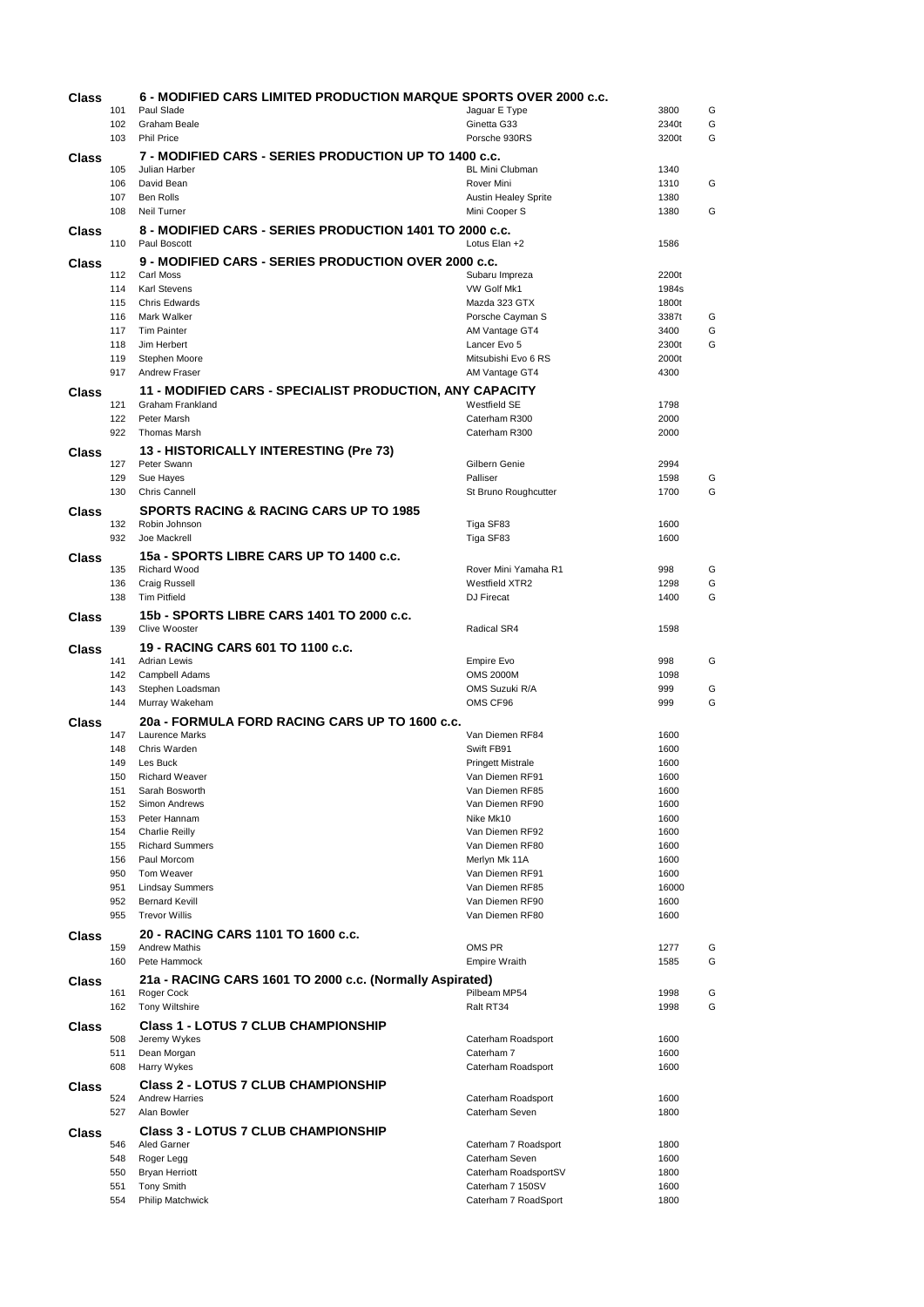**Class** **6 - MODIFIED CARS LIMITED PRODUCTION MARQUE SPORTS OVER 2000 c.c.**

| | | | | |
|---|---|---|---|---|
| 101 | Paul Slade | Jaguar E Type | 3800 | G |
| 102 | Graham Beale | Ginetta G33 | 2340t | G |
| 103 | Phil Price | Porsche 930RS | 3200t | G |

**Class** **7 - MODIFIED CARS - SERIES PRODUCTION UP TO 1400 c.c.**

| | | | | |
|---|---|---|---|---|
| 105 | Julian Harber | BL Mini Clubman | 1340 | |
| 106 | David Bean | Rover Mini | 1310 | G |
| 107 | Ben Rolls | Austin Healey Sprite | 1380 | |
| 108 | Neil Turner | Mini Cooper S | 1380 | G |

**Class** **8 - MODIFIED CARS - SERIES PRODUCTION 1401 TO 2000 c.c.**

| | | | | |
|---|---|---|---|---|
| 110 | Paul Boscott | Lotus Elan +2 | 1586 | |

**Class** **9 - MODIFIED CARS - SERIES PRODUCTION OVER 2000 c.c.**

| | | | | |
|---|---|---|---|---|
| 112 | Carl Moss | Subaru Impreza | 2200t | |
| 114 | Karl Stevens | VW Golf Mk1 | 1984s | |
| 115 | Chris Edwards | Mazda 323 GTX | 1800t | |
| 116 | Mark Walker | Porsche Cayman S | 3387t | G |
| 117 | Tim Painter | AM Vantage GT4 | 3400 | G |
| 118 | Jim Herbert | Lancer Evo 5 | 2300t | G |
| 119 | Stephen Moore | Mitsubishi Evo 6 RS | 2000t | |
| 917 | Andrew Fraser | AM Vantage GT4 | 4300 | |

**Class** **11 - MODIFIED CARS - SPECIALIST PRODUCTION, ANY CAPACITY**

| | | | | |
|---|---|---|---|---|
| 121 | Graham Frankland | Westfield SE | 1798 | |
| 122 | Peter Marsh | Caterham R300 | 2000 | |
| 922 | Thomas Marsh | Caterham R300 | 2000 | |

**Class** **13 - HISTORICALLY INTERESTING (Pre 73)**

| | | | | |
|---|---|---|---|---|
| 127 | Peter Swann | Gilbern Genie | 2994 | |
| 129 | Sue Hayes | Palliser | 1598 | G |
| 130 | Chris Cannell | St Bruno Roughcutter | 1700 | G |

**Class** **SPORTS RACING & RACING CARS UP TO 1985**

| | | | | |
|---|---|---|---|---|
| 132 | Robin Johnson | Tiga SF83 | 1600 | |
| 932 | Joe Mackrell | Tiga SF83 | 1600 | |

**Class** **15a - SPORTS LIBRE CARS UP TO 1400 c.c.**

| | | | | |
|---|---|---|---|---|
| 135 | Richard Wood | Rover Mini Yamaha R1 | 998 | G |
| 136 | Craig Russell | Westfield XTR2 | 1298 | G |
| 138 | Tim Pitfield | DJ Firecat | 1400 | G |

**Class** **15b - SPORTS LIBRE CARS 1401 TO 2000 c.c.**

| | | | | |
|---|---|---|---|---|
| 139 | Clive Wooster | Radical SR4 | 1598 | |

**Class** **19 - RACING CARS 601 TO 1100 c.c.**

| | | | | |
|---|---|---|---|---|
| 141 | Adrian Lewis | Empire Evo | 998 | G |
| 142 | Campbell Adams | OMS 2000M | 1098 | |
| 143 | Stephen Loadsman | OMS Suzuki R/A | 999 | G |
| 144 | Murray Wakeham | OMS CF96 | 999 | G |

**Class** **20a - FORMULA FORD RACING CARS UP TO 1600 c.c.**

| | | | | |
|---|---|---|---|---|
| 147 | Laurence Marks | Van Diemen RF84 | 1600 | |
| 148 | Chris Warden | Swift FB91 | 1600 | |
| 149 | Les Buck | Pringett Mistrale | 1600 | |
| 150 | Richard Weaver | Van Diemen RF91 | 1600 | |
| 151 | Sarah Bosworth | Van Diemen RF85 | 1600 | |
| 152 | Simon Andrews | Van Diemen RF90 | 1600 | |
| 153 | Peter Hannam | Nike Mk10 | 1600 | |
| 154 | Charlie Reilly | Van Diemen RF92 | 1600 | |
| 155 | Richard Summers | Van Diemen RF80 | 1600 | |
| 156 | Paul Morcom | Merlyn Mk 11A | 1600 | |
| 950 | Tom Weaver | Van Diemen RF91 | 1600 | |
| 951 | Lindsay Summers | Van Diemen RF85 | 16000 | |
| 952 | Bernard Kevill | Van Diemen RF90 | 1600 | |
| 955 | Trevor Willis | Van Diemen RF80 | 1600 | |

**Class** **20 - RACING CARS 1101 TO 1600 c.c.**

| | | | | |
|---|---|---|---|---|
| 159 | Andrew Mathis | OMS PR | 1277 | G |
| 160 | Pete Hammock | Empire Wraith | 1585 | G |

**Class** **21a - RACING CARS 1601 TO 2000 c.c. (Normally Aspirated)**

| | | | | |
|---|---|---|---|---|
| 161 | Roger Cock | Pilbeam MP54 | 1998 | G |
| 162 | Tony Wiltshire | Ralt RT34 | 1998 | G |

**Class** **Class 1 - LOTUS 7 CLUB CHAMPIONSHIP**

| | | | | |
|---|---|---|---|---|
| 508 | Jeremy Wykes | Caterham Roadsport | 1600 | |
| 511 | Dean Morgan | Caterham 7 | 1600 | |
| 608 | Harry Wykes | Caterham Roadsport | 1600 | |

**Class** **Class 2 - LOTUS 7 CLUB CHAMPIONSHIP**

| | | | | |
|---|---|---|---|---|
| 524 | Andrew Harries | Caterham Roadsport | 1600 | |
| 527 | Alan Bowler | Caterham Seven | 1800 | |

**Class** **Class 3 - LOTUS 7 CLUB CHAMPIONSHIP**

| | | | | |
|---|---|---|---|---|
| 546 | Aled Garner | Caterham 7 Roadsport | 1800 | |
| 548 | Roger Legg | Caterham Seven | 1600 | |
| 550 | Bryan Herriott | Caterham RoadsportSV | 1800 | |
| 551 | Tony Smith | Caterham 7 150SV | 1600 | |
| 554 | Philip Matchwick | Caterham 7 RoadSport | 1800 | |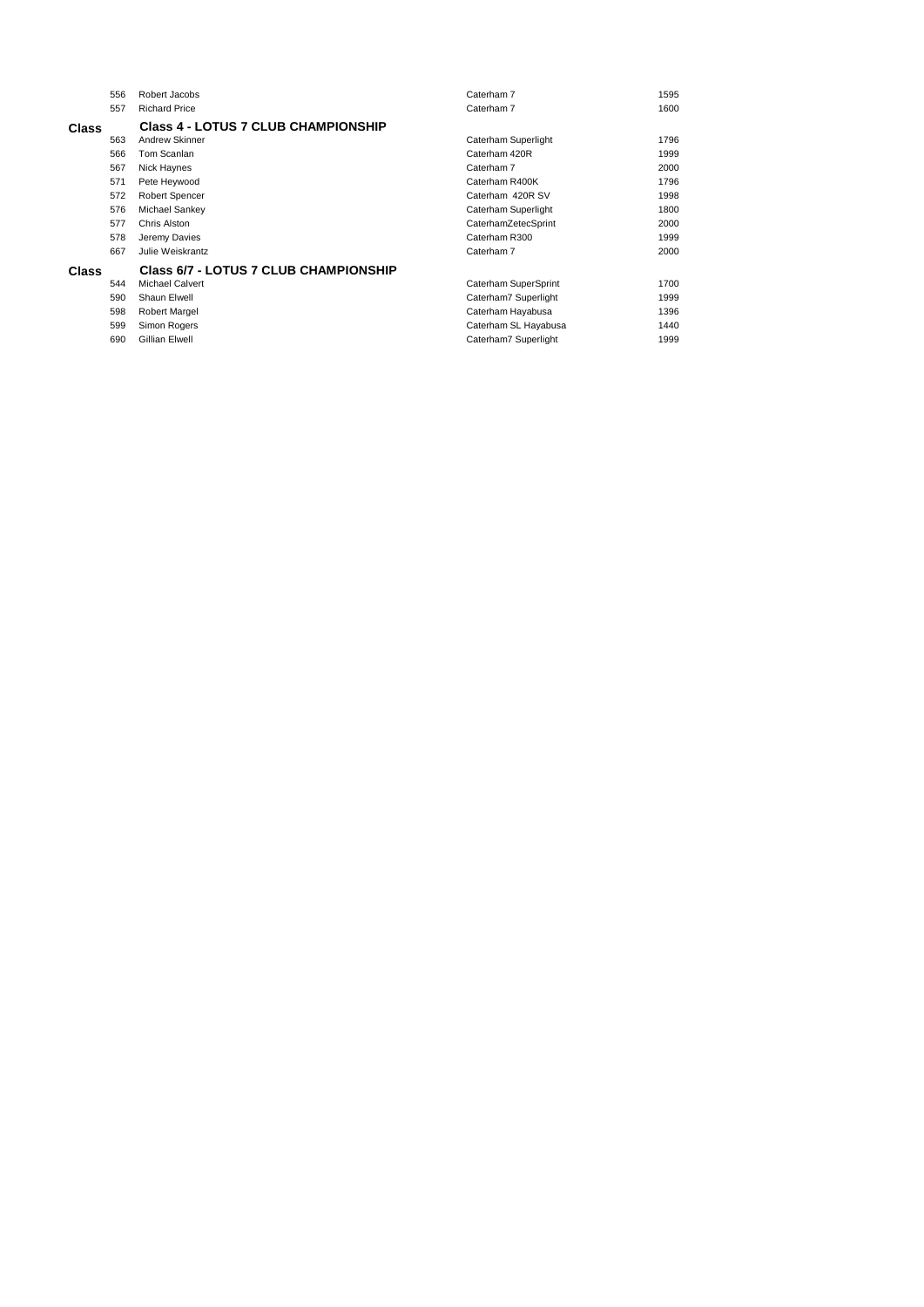| | | | |
|---|---|---|---|
| 556 | Robert Jacobs | Caterham 7 | 1595 |
| 557 | Richard Price | Caterham 7 | 1600 |

**Class** **Class 4 - LOTUS 7 CLUB CHAMPIONSHIP**

| | | | |
|---|---|---|---|
| 563 | Andrew Skinner | Caterham Superlight | 1796 |
| 566 | Tom Scanlan | Caterham 420R | 1999 |
| 567 | Nick Haynes | Caterham 7 | 2000 |
| 571 | Pete Heywood | Caterham R400K | 1796 |
| 572 | Robert Spencer | Caterham 420R SV | 1998 |
| 576 | Michael Sankey | Caterham Superlight | 1800 |
| 577 | Chris Alston | CaterhamZetecSprint | 2000 |
| 578 | Jeremy Davies | Caterham R300 | 1999 |
| 667 | Julie Weiskrantz | Caterham 7 | 2000 |

**Class** **Class 6/7 - LOTUS 7 CLUB CHAMPIONSHIP**

| | | | |
|---|---|---|---|
| 544 | Michael Calvert | Caterham SuperSprint | 1700 |
| 590 | Shaun Elwell | Caterham7 Superlight | 1999 |
| 598 | Robert Margel | Caterham Hayabusa | 1396 |
| 599 | Simon Rogers | Caterham SL Hayabusa | 1440 |
| 690 | Gillian Elwell | Caterham7 Superlight | 1999 |